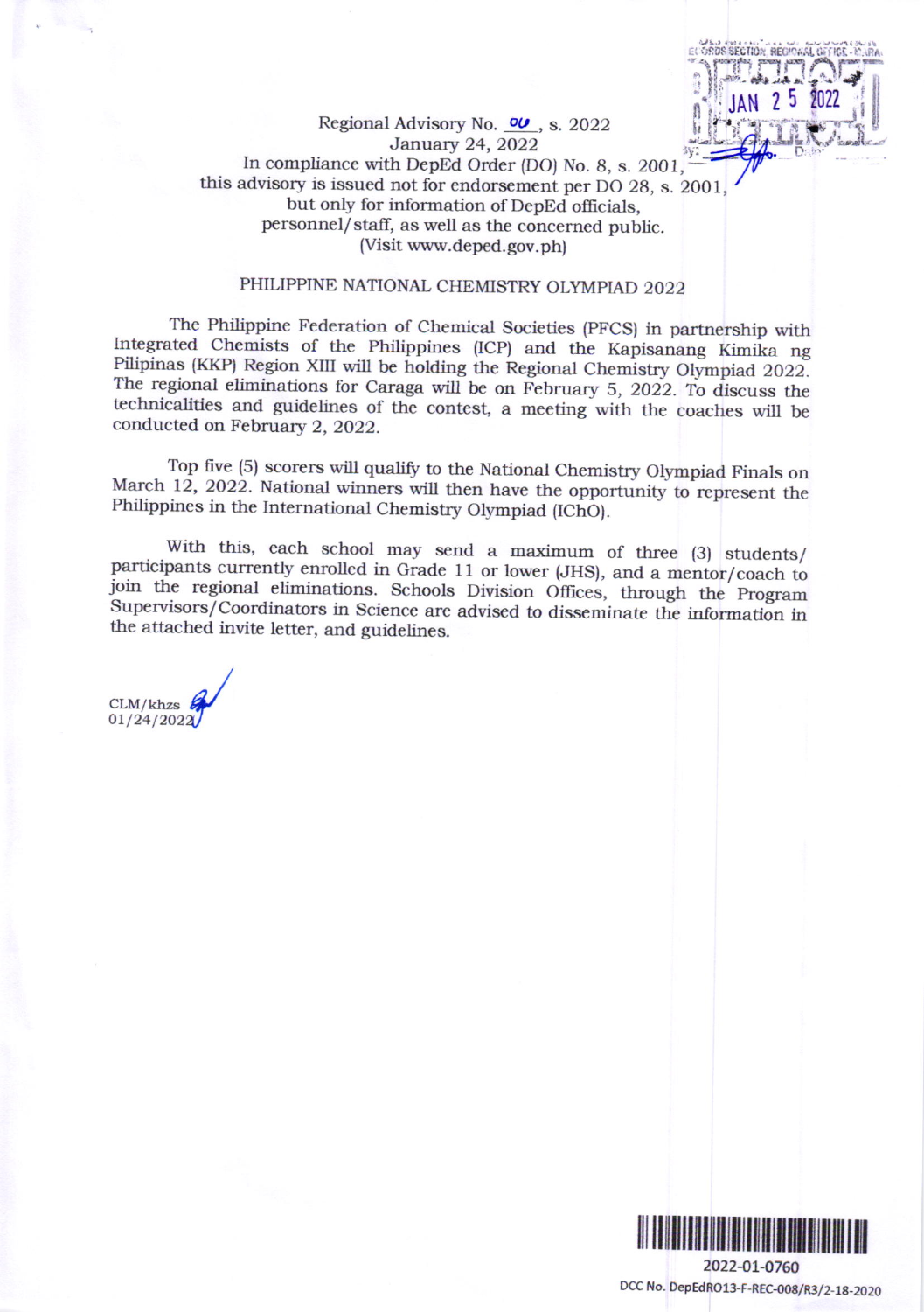Regional Advisory No. 04, s. 2022
January 24, 2022
In compliance with DepEd Order (DO) No. 8, s. 2001,
this advisory is issued not for endorsement per DO 28, s. 2001,
but only for information of DepEd officials,
personnel/staff, as well as the concerned public.
(Visit www.deped.gov.ph)

PHILIPPINE NATIONAL CHEMISTRY OLYMPIAD 2022

The Philippine Federation of Chemical Societies (PFCS) in partnership with Integrated Chemists of the Philippines (ICP) and the Kapisanang Kimika ng Pilipinas (KKP) Region XIII will be holding the Regional Chemistry Olympiad 2022. The regional eliminations for Caraga will be on February 5, 2022. To discuss the technicalities and guidelines of the contest, a meeting with the coaches will be conducted on February 2, 2022.

Top five (5) scorers will qualify to the National Chemistry Olympiad Finals on March 12, 2022. National winners will then have the opportunity to represent the Philippines in the International Chemistry Olympiad (IChO).

With this, each school may send a maximum of three (3) students/ participants currently enrolled in Grade 11 or lower (JHS), and a mentor/coach to join the regional eliminations. Schools Division Offices, through the Program Supervisors/Coordinators in Science are advised to disseminate the information in the attached invite letter, and guidelines.

CLM/khzs
01/24/2022

2022-01-0760

DCC No. DepEdRO13-F-REC-008/R3/2-18-2020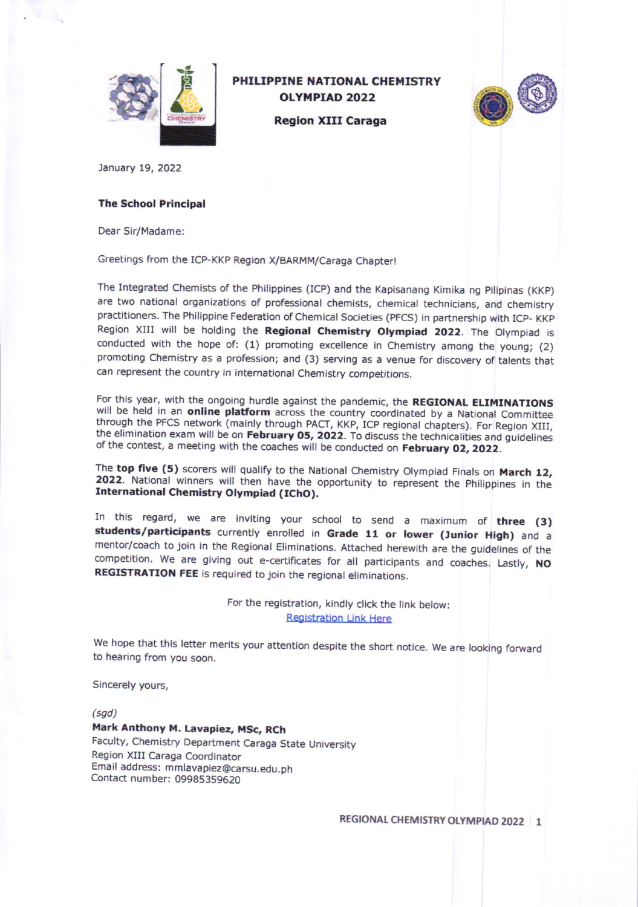# PHILIPPINE NATIONAL CHEMISTRY OLYMPIAD 2022

## Region XIII Caraga

January 19, 2022

**The School Principal**

Dear Sir/Madame:

Greetings from the ICP-KKP Region X/BARMM/Caraga Chapter!

The Integrated Chemists of the Philippines (ICP) and the Kapisanang Kimika ng Pilipinas (KKP) are two national organizations of professional chemists, chemical technicians, and chemistry practitioners. The Philippine Federation of Chemical Societies (PFCS) in partnership with ICP- KKP Region XIII will be holding the **Regional Chemistry Olympiad 2022**. The Olympiad is conducted with the hope of: (1) promoting excellence in Chemistry among the young; (2) promoting Chemistry as a profession; and (3) serving as a venue for discovery of talents that can represent the country in international Chemistry competitions.

For this year, with the ongoing hurdle against the pandemic, the **REGIONAL ELIMINATIONS** will be held in an **online platform** across the country coordinated by a National Committee through the PFCS network (mainly through PACT, KKP, ICP regional chapters). For Region XIII, the elimination exam will be on **February 05, 2022**. To discuss the technicalities and guidelines of the contest, a meeting with the coaches will be conducted on **February 02, 2022**.

The **top five (5)** scorers will qualify to the National Chemistry Olympiad Finals on **March 12, 2022**. National winners will then have the opportunity to represent the Philippines in the **International Chemistry Olympiad (IChO).**

In this regard, we are inviting your school to send a maximum of **three (3) students/participants** currently enrolled in **Grade 11 or lower (Junior High)** and a mentor/coach to join in the Regional Eliminations. Attached herewith are the guidelines of the competition. We are giving out e-certificates for all participants and coaches. Lastly, **NO REGISTRATION FEE** is required to join the regional eliminations.

For the registration, kindly click the link below:
Registration Link Here

We hope that this letter merits your attention despite the short notice. We are looking forward to hearing from you soon.

Sincerely yours,

*(sgd)*

**Mark Anthony M. Lavapiez, MSc, RCh**
Faculty, Chemistry Department Caraga State University
Region XIII Caraga Coordinator
Email address: mmlavapiez@carsu.edu.ph
Contact number: 09985359620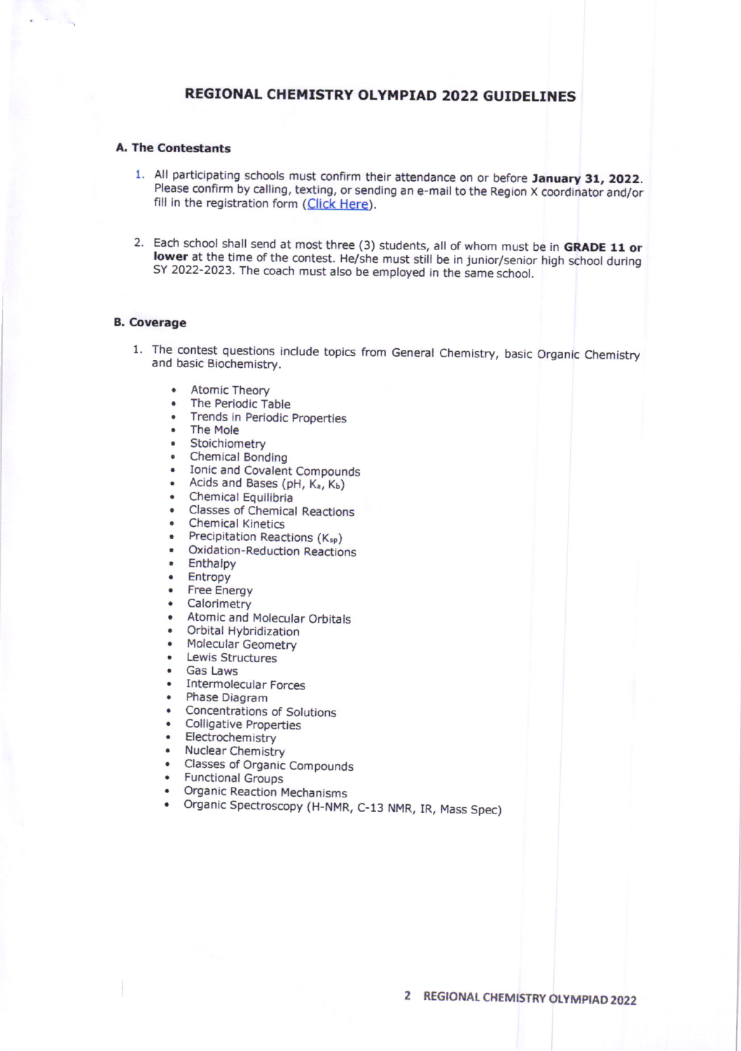## REGIONAL CHEMISTRY OLYMPIAD 2022 GUIDELINES

### A. The Contestants

1. All participating schools must confirm their attendance on or before **January 31, 2022**. Please confirm by calling, texting, or sending an e-mail to the Region X coordinator and/or fill in the registration form (Click Here).

2. Each school shall send at most three (3) students, all of whom must be in **GRADE 11 or lower** at the time of the contest. He/she must still be in junior/senior high school during SY 2022-2023. The coach must also be employed in the same school.

### B. Coverage

1. The contest questions include topics from General Chemistry, basic Organic Chemistry and basic Biochemistry.

   - Atomic Theory
   - The Periodic Table
   - Trends in Periodic Properties
   - The Mole
   - Stoichiometry
   - Chemical Bonding
   - Ionic and Covalent Compounds
   - Acids and Bases (pH, $K_a$, $K_b$)
   - Chemical Equilibria
   - Classes of Chemical Reactions
   - Chemical Kinetics
   - Precipitation Reactions ($K_{sp}$)
   - Oxidation-Reduction Reactions
   - Enthalpy
   - Entropy
   - Free Energy
   - Calorimetry
   - Atomic and Molecular Orbitals
   - Orbital Hybridization
   - Molecular Geometry
   - Lewis Structures
   - Gas Laws
   - Intermolecular Forces
   - Phase Diagram
   - Concentrations of Solutions
   - Colligative Properties
   - Electrochemistry
   - Nuclear Chemistry
   - Classes of Organic Compounds
   - Functional Groups
   - Organic Reaction Mechanisms
   - Organic Spectroscopy (H-NMR, C-13 NMR, IR, Mass Spec)